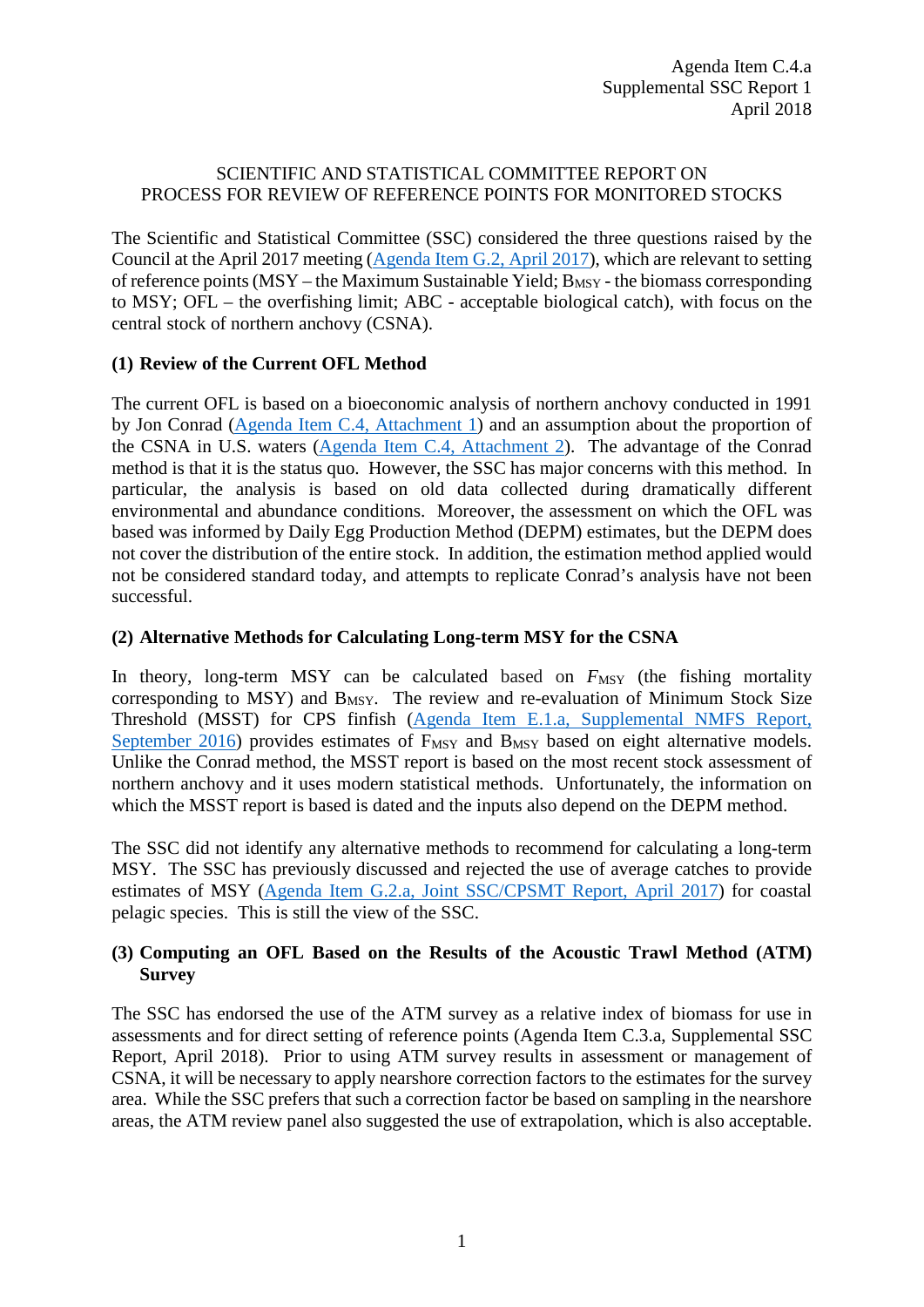Agenda Item C.4.a
Supplemental SSC Report 1
April 2018

# SCIENTIFIC AND STATISTICAL COMMITTEE REPORT ON PROCESS FOR REVIEW OF REFERENCE POINTS FOR MONITORED STOCKS

The Scientific and Statistical Committee (SSC) considered the three questions raised by the Council at the April 2017 meeting (Agenda Item G.2, April 2017), which are relevant to setting of reference points (MSY – the Maximum Sustainable Yield; $B_{MSY}$ - the biomass corresponding to MSY; OFL – the overfishing limit; ABC - acceptable biological catch), with focus on the central stock of northern anchovy (CSNA).

## (1) Review of the Current OFL Method

The current OFL is based on a bioeconomic analysis of northern anchovy conducted in 1991 by Jon Conrad (Agenda Item C.4, Attachment 1) and an assumption about the proportion of the CSNA in U.S. waters (Agenda Item C.4, Attachment 2). The advantage of the Conrad method is that it is the status quo. However, the SSC has major concerns with this method. In particular, the analysis is based on old data collected during dramatically different environmental and abundance conditions. Moreover, the assessment on which the OFL was based was informed by Daily Egg Production Method (DEPM) estimates, but the DEPM does not cover the distribution of the entire stock. In addition, the estimation method applied would not be considered standard today, and attempts to replicate Conrad's analysis have not been successful.

## (2) Alternative Methods for Calculating Long-term MSY for the CSNA

In theory, long-term MSY can be calculated based on $F_{MSY}$ (the fishing mortality corresponding to MSY) and $B_{MSY}$. The review and re-evaluation of Minimum Stock Size Threshold (MSST) for CPS finfish (Agenda Item E.1.a, Supplemental NMFS Report, September 2016) provides estimates of $F_{MSY}$ and $B_{MSY}$ based on eight alternative models. Unlike the Conrad method, the MSST report is based on the most recent stock assessment of northern anchovy and it uses modern statistical methods. Unfortunately, the information on which the MSST report is based is dated and the inputs also depend on the DEPM method.

The SSC did not identify any alternative methods to recommend for calculating a long-term MSY. The SSC has previously discussed and rejected the use of average catches to provide estimates of MSY (Agenda Item G.2.a, Joint SSC/CPSMT Report, April 2017) for coastal pelagic species. This is still the view of the SSC.

## (3) Computing an OFL Based on the Results of the Acoustic Trawl Method (ATM) Survey

The SSC has endorsed the use of the ATM survey as a relative index of biomass for use in assessments and for direct setting of reference points (Agenda Item C.3.a, Supplemental SSC Report, April 2018). Prior to using ATM survey results in assessment or management of CSNA, it will be necessary to apply nearshore correction factors to the estimates for the survey area. While the SSC prefers that such a correction factor be based on sampling in the nearshore areas, the ATM review panel also suggested the use of extrapolation, which is also acceptable.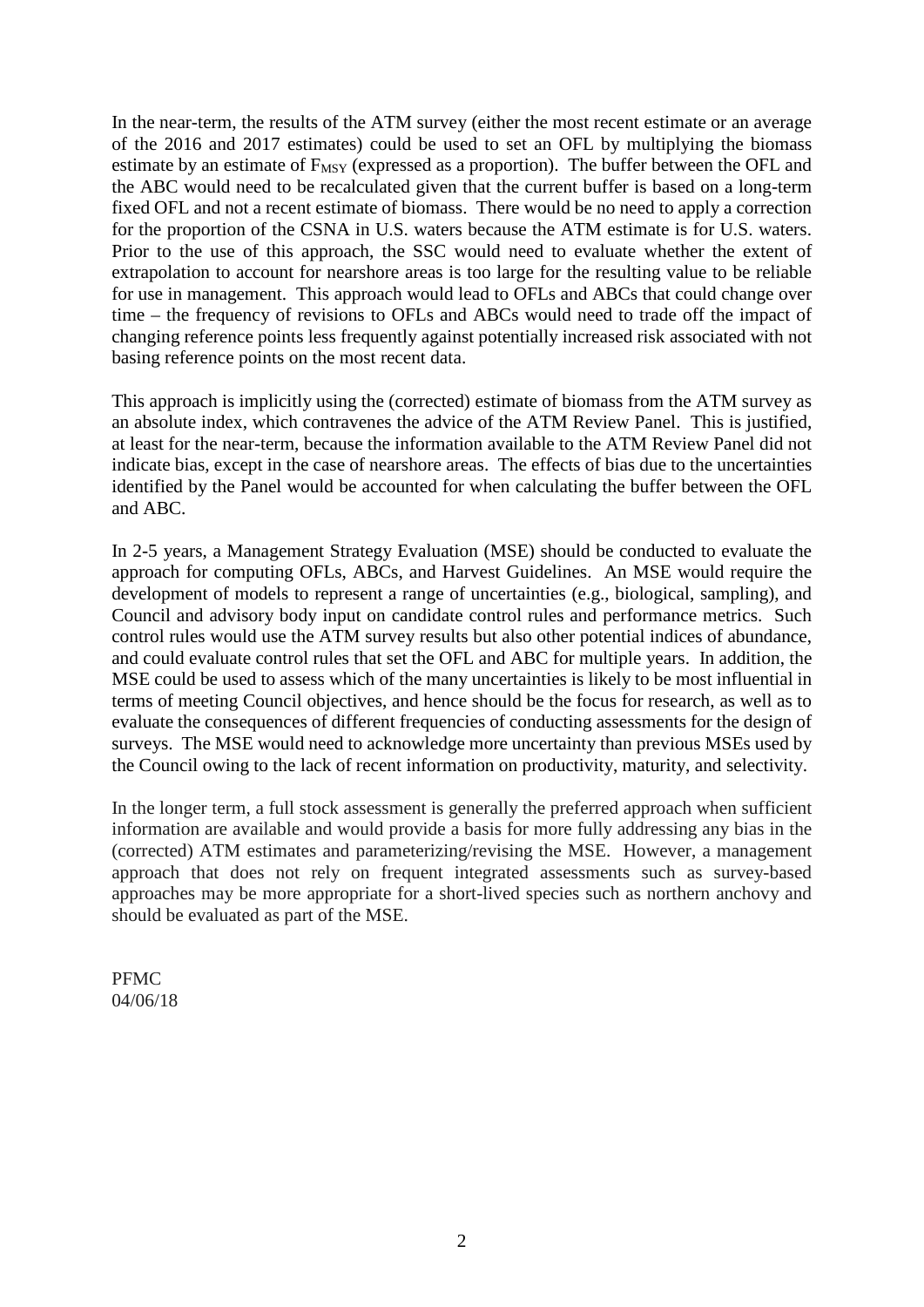In the near-term, the results of the ATM survey (either the most recent estimate or an average of the 2016 and 2017 estimates) could be used to set an OFL by multiplying the biomass estimate by an estimate of $F_{MSY}$ (expressed as a proportion). The buffer between the OFL and the ABC would need to be recalculated given that the current buffer is based on a long-term fixed OFL and not a recent estimate of biomass. There would be no need to apply a correction for the proportion of the CSNA in U.S. waters because the ATM estimate is for U.S. waters. Prior to the use of this approach, the SSC would need to evaluate whether the extent of extrapolation to account for nearshore areas is too large for the resulting value to be reliable for use in management. This approach would lead to OFLs and ABCs that could change over time – the frequency of revisions to OFLs and ABCs would need to trade off the impact of changing reference points less frequently against potentially increased risk associated with not basing reference points on the most recent data.

This approach is implicitly using the (corrected) estimate of biomass from the ATM survey as an absolute index, which contravenes the advice of the ATM Review Panel. This is justified, at least for the near-term, because the information available to the ATM Review Panel did not indicate bias, except in the case of nearshore areas. The effects of bias due to the uncertainties identified by the Panel would be accounted for when calculating the buffer between the OFL and ABC.

In 2-5 years, a Management Strategy Evaluation (MSE) should be conducted to evaluate the approach for computing OFLs, ABCs, and Harvest Guidelines. An MSE would require the development of models to represent a range of uncertainties (e.g., biological, sampling), and Council and advisory body input on candidate control rules and performance metrics. Such control rules would use the ATM survey results but also other potential indices of abundance, and could evaluate control rules that set the OFL and ABC for multiple years. In addition, the MSE could be used to assess which of the many uncertainties is likely to be most influential in terms of meeting Council objectives, and hence should be the focus for research, as well as to evaluate the consequences of different frequencies of conducting assessments for the design of surveys. The MSE would need to acknowledge more uncertainty than previous MSEs used by the Council owing to the lack of recent information on productivity, maturity, and selectivity.

In the longer term, a full stock assessment is generally the preferred approach when sufficient information are available and would provide a basis for more fully addressing any bias in the (corrected) ATM estimates and parameterizing/revising the MSE. However, a management approach that does not rely on frequent integrated assessments such as survey-based approaches may be more appropriate for a short-lived species such as northern anchovy and should be evaluated as part of the MSE.

PFMC
04/06/18